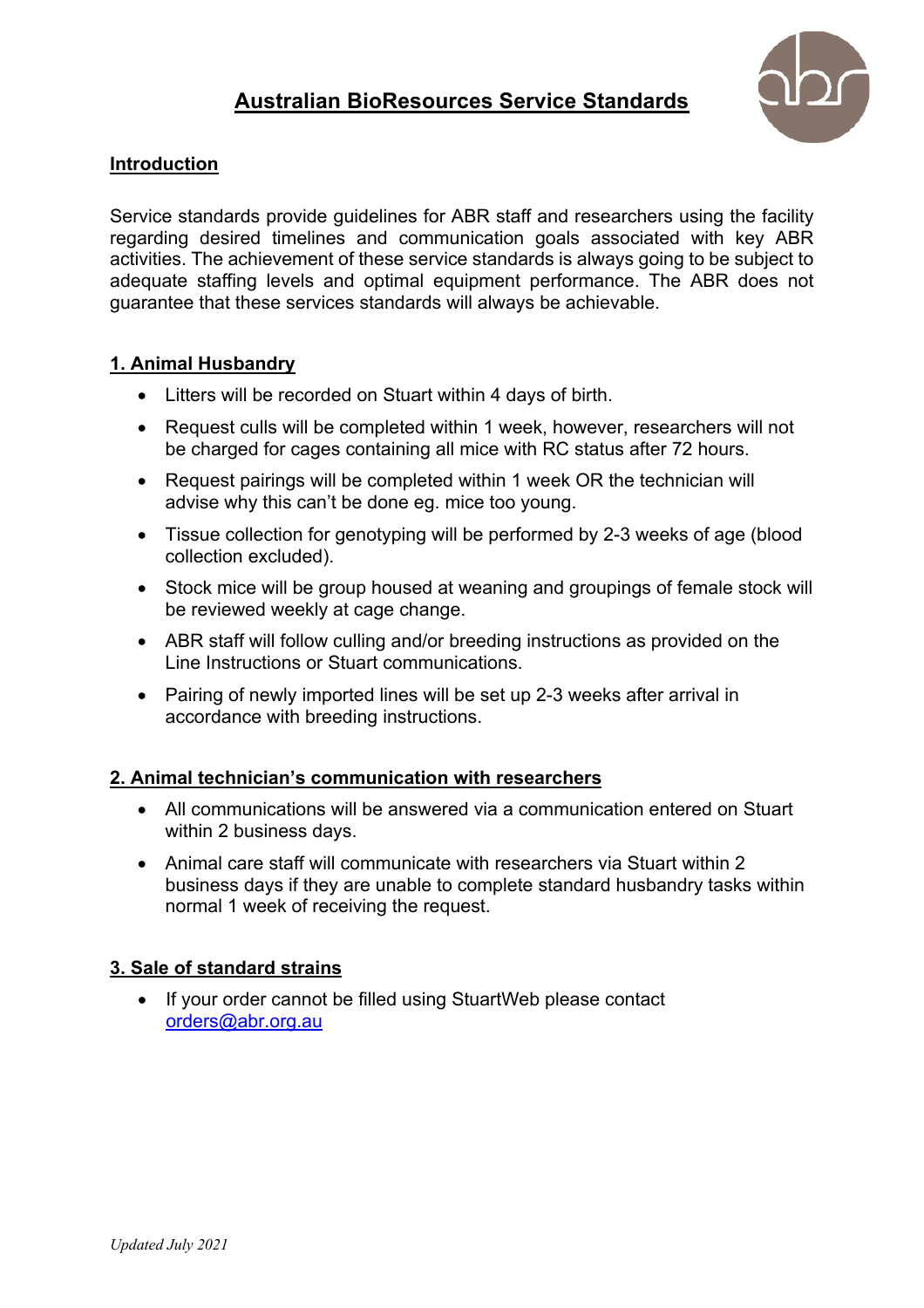# Australian BioResources Service Standards

## Introduction

Service standards provide guidelines for ABR staff and researchers using the facility regarding desired timelines and communication goals associated with key ABR activities. The achievement of these service standards is always going to be subject to adequate staffing levels and optimal equipment performance. The ABR does not guarantee that these services standards will always be achievable.

## 1. Animal Husbandry

- Litters will be recorded on Stuart within 4 days of birth.
- Request culls will be completed within 1 week, however, researchers will not be charged for cages containing all mice with RC status after 72 hours.
- Request pairings will be completed within 1 week OR the technician will advise why this can't be done eg. mice too young.
- Tissue collection for genotyping will be performed by 2-3 weeks of age (blood collection excluded).
- Stock mice will be group housed at weaning and groupings of female stock will be reviewed weekly at cage change.
- ABR staff will follow culling and/or breeding instructions as provided on the Line Instructions or Stuart communications.
- Pairing of newly imported lines will be set up 2-3 weeks after arrival in accordance with breeding instructions.

## 2. Animal technician's communication with researchers

- All communications will be answered via a communication entered on Stuart within 2 business days.
- Animal care staff will communicate with researchers via Stuart within 2 business days if they are unable to complete standard husbandry tasks within normal 1 week of receiving the request.

## 3. Sale of standard strains

- If your order cannot be filled using StuartWeb please contact orders@abr.org.au

*Updated July 2021*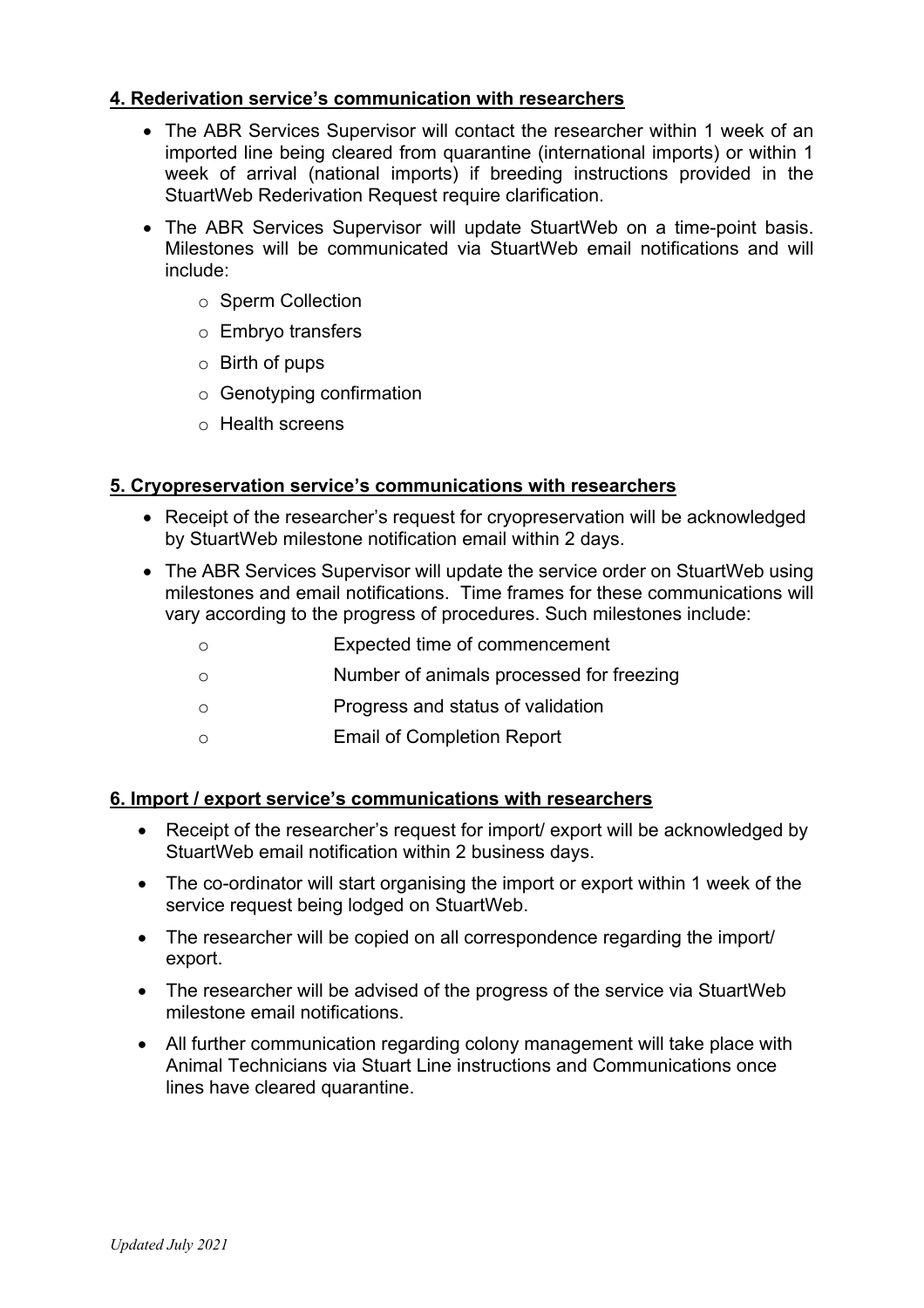**4. Rederivation service's communication with researchers**

- The ABR Services Supervisor will contact the researcher within 1 week of an imported line being cleared from quarantine (international imports) or within 1 week of arrival (national imports) if breeding instructions provided in the StuartWeb Rederivation Request require clarification.
- The ABR Services Supervisor will update StuartWeb on a time-point basis. Milestones will be communicated via StuartWeb email notifications and will include:
    - Sperm Collection
    - Embryo transfers
    - Birth of pups
    - Genotyping confirmation
    - Health screens

**5. Cryopreservation service's communications with researchers**

- Receipt of the researcher's request for cryopreservation will be acknowledged by StuartWeb milestone notification email within 2 days.
- The ABR Services Supervisor will update the service order on StuartWeb using milestones and email notifications. Time frames for these communications will vary according to the progress of procedures. Such milestones include:
    - Expected time of commencement
    - Number of animals processed for freezing
    - Progress and status of validation
    - Email of Completion Report

**6. Import / export service's communications with researchers**

- Receipt of the researcher's request for import/ export will be acknowledged by StuartWeb email notification within 2 business days.
- The co-ordinator will start organising the import or export within 1 week of the service request being lodged on StuartWeb.
- The researcher will be copied on all correspondence regarding the import/ export.
- The researcher will be advised of the progress of the service via StuartWeb milestone email notifications.
- All further communication regarding colony management will take place with Animal Technicians via Stuart Line instructions and Communications once lines have cleared quarantine.

*Updated July 2021*